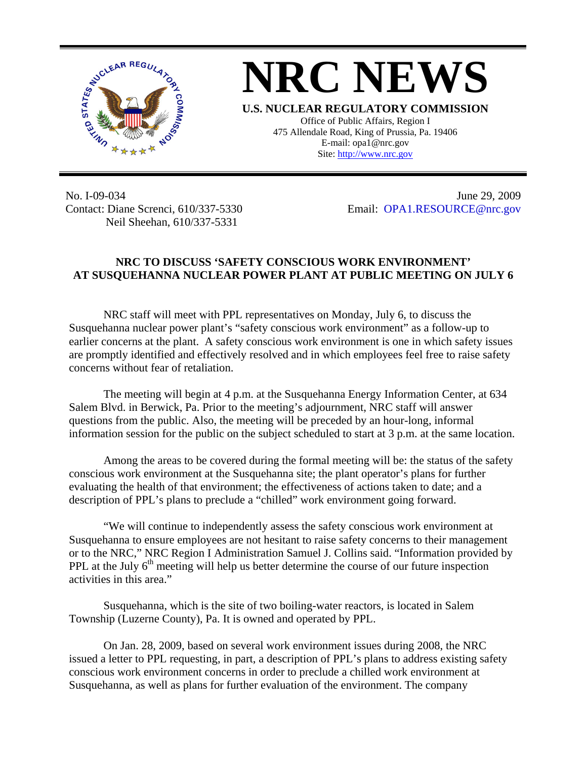# NRC NEWS

**U.S. NUCLEAR REGULATORY COMMISSION**

Office of Public Affairs, Region I
475 Allendale Road, King of Prussia, Pa. 19406
E-mail: opa1@nrc.gov
Site: http://www.nrc.gov

No. I-09-034
Contact: Diane Screnci, 610/337-5330
Neil Sheehan, 610/337-5331

June 29, 2009
Email: OPA1.RESOURCE@nrc.gov

## NRC TO DISCUSS 'SAFETY CONSCIOUS WORK ENVIRONMENT' AT SUSQUEHANNA NUCLEAR POWER PLANT AT PUBLIC MEETING ON JULY 6

NRC staff will meet with PPL representatives on Monday, July 6, to discuss the Susquehanna nuclear power plant's "safety conscious work environment" as a follow-up to earlier concerns at the plant. A safety conscious work environment is one in which safety issues are promptly identified and effectively resolved and in which employees feel free to raise safety concerns without fear of retaliation.

The meeting will begin at 4 p.m. at the Susquehanna Energy Information Center, at 634 Salem Blvd. in Berwick, Pa. Prior to the meeting's adjournment, NRC staff will answer questions from the public. Also, the meeting will be preceded by an hour-long, informal information session for the public on the subject scheduled to start at 3 p.m. at the same location.

Among the areas to be covered during the formal meeting will be: the status of the safety conscious work environment at the Susquehanna site; the plant operator's plans for further evaluating the health of that environment; the effectiveness of actions taken to date; and a description of PPL's plans to preclude a "chilled" work environment going forward.

"We will continue to independently assess the safety conscious work environment at Susquehanna to ensure employees are not hesitant to raise safety concerns to their management or to the NRC," NRC Region I Administration Samuel J. Collins said. "Information provided by PPL at the July 6th meeting will help us better determine the course of our future inspection activities in this area."

Susquehanna, which is the site of two boiling-water reactors, is located in Salem Township (Luzerne County), Pa. It is owned and operated by PPL.

On Jan. 28, 2009, based on several work environment issues during 2008, the NRC issued a letter to PPL requesting, in part, a description of PPL's plans to address existing safety conscious work environment concerns in order to preclude a chilled work environment at Susquehanna, as well as plans for further evaluation of the environment. The company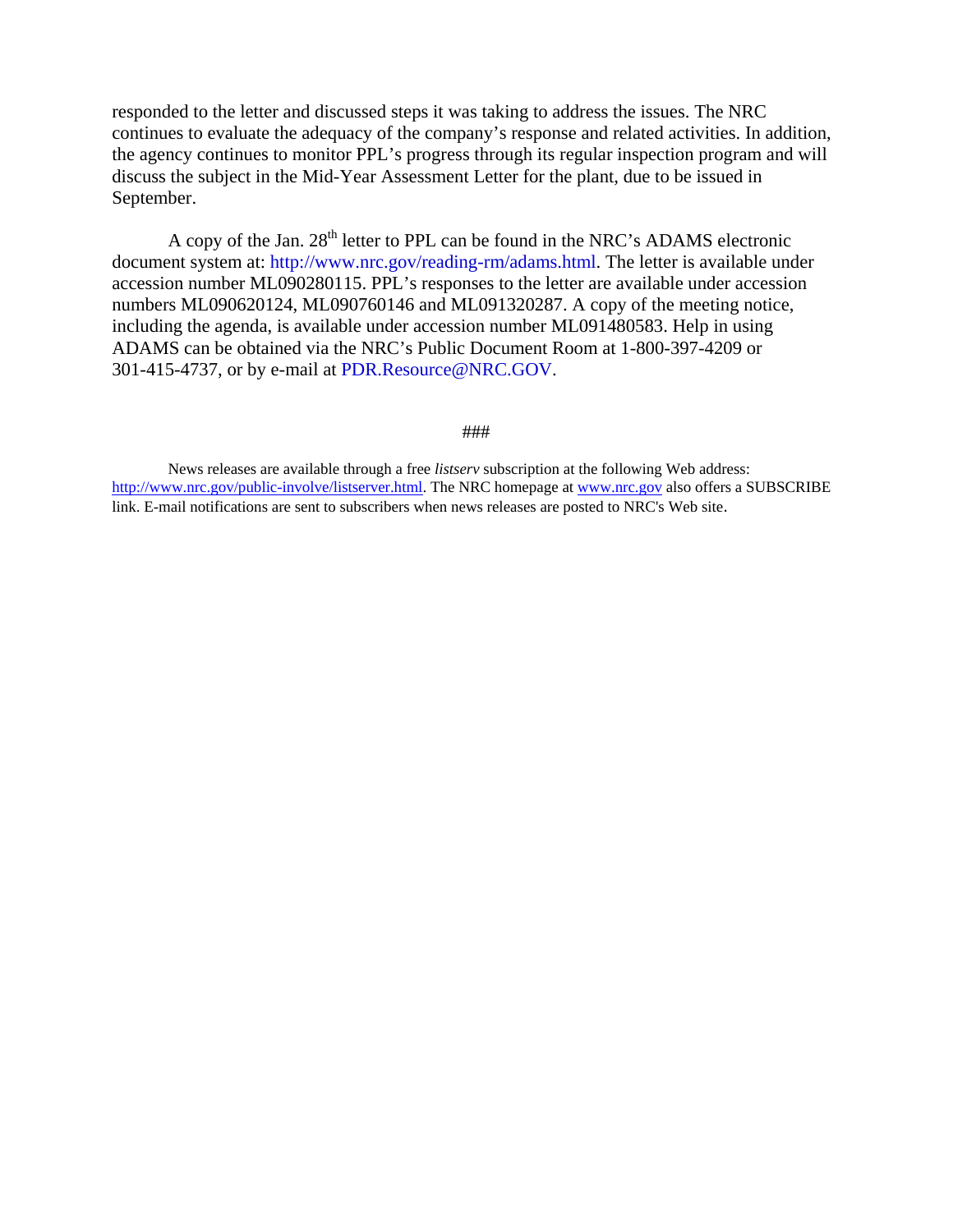responded to the letter and discussed steps it was taking to address the issues. The NRC continues to evaluate the adequacy of the company's response and related activities. In addition, the agency continues to monitor PPL's progress through its regular inspection program and will discuss the subject in the Mid-Year Assessment Letter for the plant, due to be issued in September.

A copy of the Jan. 28th letter to PPL can be found in the NRC's ADAMS electronic document system at: http://www.nrc.gov/reading-rm/adams.html. The letter is available under accession number ML090280115. PPL's responses to the letter are available under accession numbers ML090620124, ML090760146 and ML091320287. A copy of the meeting notice, including the agenda, is available under accession number ML091480583. Help in using ADAMS can be obtained via the NRC's Public Document Room at 1-800-397-4209 or 301-415-4737, or by e-mail at PDR.Resource@NRC.GOV.

###

News releases are available through a free *listserv* subscription at the following Web address: http://www.nrc.gov/public-involve/listserver.html. The NRC homepage at www.nrc.gov also offers a SUBSCRIBE link. E-mail notifications are sent to subscribers when news releases are posted to NRC's Web site.